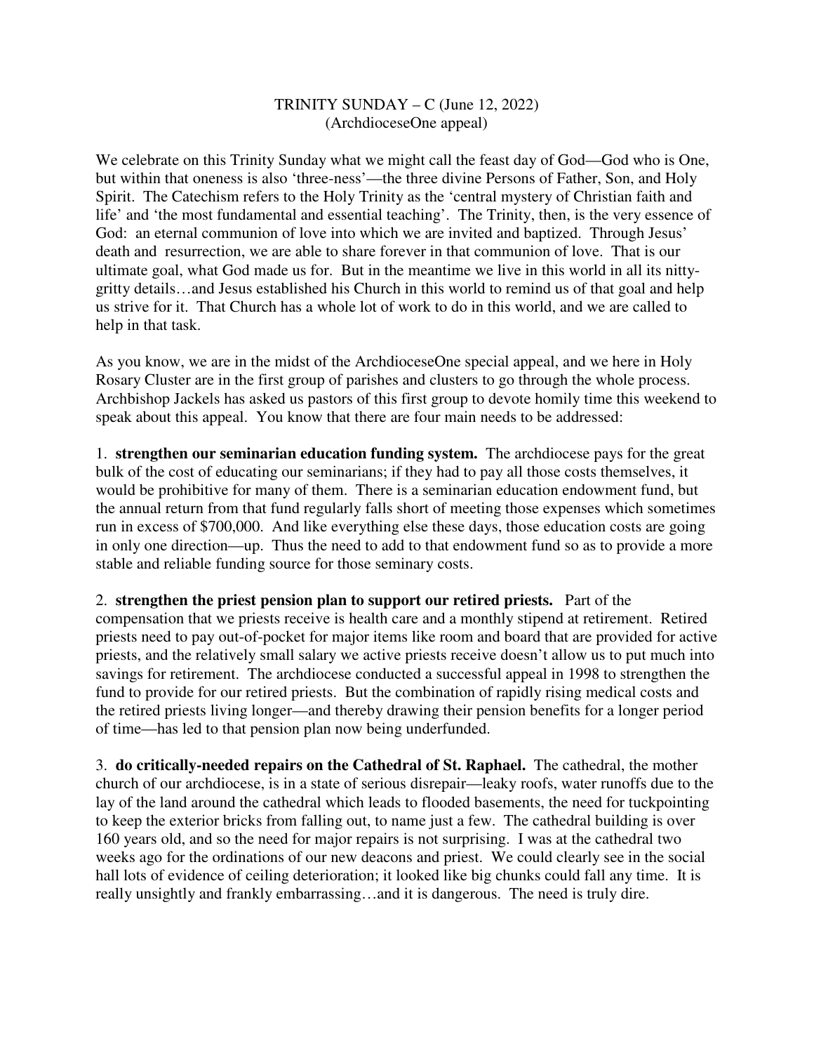# TRINITY SUNDAY – C (June 12, 2022)
## (ArchdioceseOne appeal)

We celebrate on this Trinity Sunday what we might call the feast day of God—God who is One, but within that oneness is also 'three-ness'—the three divine Persons of Father, Son, and Holy Spirit. The Catechism refers to the Holy Trinity as the 'central mystery of Christian faith and life' and 'the most fundamental and essential teaching'. The Trinity, then, is the very essence of God: an eternal communion of love into which we are invited and baptized. Through Jesus' death and resurrection, we are able to share forever in that communion of love. That is our ultimate goal, what God made us for. But in the meantime we live in this world in all its nitty-gritty details…and Jesus established his Church in this world to remind us of that goal and help us strive for it. That Church has a whole lot of work to do in this world, and we are called to help in that task.

As you know, we are in the midst of the ArchdioceseOne special appeal, and we here in Holy Rosary Cluster are in the first group of parishes and clusters to go through the whole process. Archbishop Jackels has asked us pastors of this first group to devote homily time this weekend to speak about this appeal. You know that there are four main needs to be addressed:

1. **strengthen our seminarian education funding system.** The archdiocese pays for the great bulk of the cost of educating our seminarians; if they had to pay all those costs themselves, it would be prohibitive for many of them. There is a seminarian education endowment fund, but the annual return from that fund regularly falls short of meeting those expenses which sometimes run in excess of $700,000. And like everything else these days, those education costs are going in only one direction—up. Thus the need to add to that endowment fund so as to provide a more stable and reliable funding source for those seminary costs.

2. **strengthen the priest pension plan to support our retired priests.** Part of the compensation that we priests receive is health care and a monthly stipend at retirement. Retired priests need to pay out-of-pocket for major items like room and board that are provided for active priests, and the relatively small salary we active priests receive doesn't allow us to put much into savings for retirement. The archdiocese conducted a successful appeal in 1998 to strengthen the fund to provide for our retired priests. But the combination of rapidly rising medical costs and the retired priests living longer—and thereby drawing their pension benefits for a longer period of time—has led to that pension plan now being underfunded.

3. **do critically-needed repairs on the Cathedral of St. Raphael.** The cathedral, the mother church of our archdiocese, is in a state of serious disrepair—leaky roofs, water runoffs due to the lay of the land around the cathedral which leads to flooded basements, the need for tuckpointing to keep the exterior bricks from falling out, to name just a few. The cathedral building is over 160 years old, and so the need for major repairs is not surprising. I was at the cathedral two weeks ago for the ordinations of our new deacons and priest. We could clearly see in the social hall lots of evidence of ceiling deterioration; it looked like big chunks could fall any time. It is really unsightly and frankly embarrassing…and it is dangerous. The need is truly dire.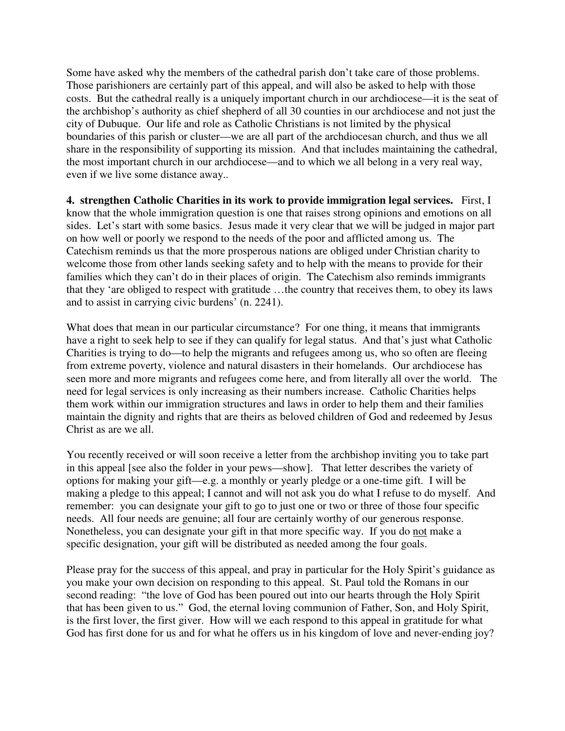Some have asked why the members of the cathedral parish don't take care of those problems. Those parishioners are certainly part of this appeal, and will also be asked to help with those costs. But the cathedral really is a uniquely important church in our archdiocese—it is the seat of the archbishop's authority as chief shepherd of all 30 counties in our archdiocese and not just the city of Dubuque. Our life and role as Catholic Christians is not limited by the physical boundaries of this parish or cluster—we are all part of the archdiocesan church, and thus we all share in the responsibility of supporting its mission. And that includes maintaining the cathedral, the most important church in our archdiocese—and to which we all belong in a very real way, even if we live some distance away..

**4. strengthen Catholic Charities in its work to provide immigration legal services.** First, I know that the whole immigration question is one that raises strong opinions and emotions on all sides. Let's start with some basics. Jesus made it very clear that we will be judged in major part on how well or poorly we respond to the needs of the poor and afflicted among us. The Catechism reminds us that the more prosperous nations are obliged under Christian charity to welcome those from other lands seeking safety and to help with the means to provide for their families which they can't do in their places of origin. The Catechism also reminds immigrants that they 'are obliged to respect with gratitude …the country that receives them, to obey its laws and to assist in carrying civic burdens' (n. 2241).

What does that mean in our particular circumstance? For one thing, it means that immigrants have a right to seek help to see if they can qualify for legal status. And that's just what Catholic Charities is trying to do—to help the migrants and refugees among us, who so often are fleeing from extreme poverty, violence and natural disasters in their homelands. Our archdiocese has seen more and more migrants and refugees come here, and from literally all over the world. The need for legal services is only increasing as their numbers increase. Catholic Charities helps them work within our immigration structures and laws in order to help them and their families maintain the dignity and rights that are theirs as beloved children of God and redeemed by Jesus Christ as are we all.

You recently received or will soon receive a letter from the archbishop inviting you to take part in this appeal [see also the folder in your pews—show]. That letter describes the variety of options for making your gift—e.g. a monthly or yearly pledge or a one-time gift. I will be making a pledge to this appeal; I cannot and will not ask you do what I refuse to do myself. And remember: you can designate your gift to go to just one or two or three of those four specific needs. All four needs are genuine; all four are certainly worthy of our generous response. Nonetheless, you can designate your gift in that more specific way. If you do <u>not</u> make a specific designation, your gift will be distributed as needed among the four goals.

Please pray for the success of this appeal, and pray in particular for the Holy Spirit's guidance as you make your own decision on responding to this appeal. St. Paul told the Romans in our second reading: "the love of God has been poured out into our hearts through the Holy Spirit that has been given to us." God, the eternal loving communion of Father, Son, and Holy Spirit, is the first lover, the first giver. How will we each respond to this appeal in gratitude for what God has first done for us and for what he offers us in his kingdom of love and never-ending joy?